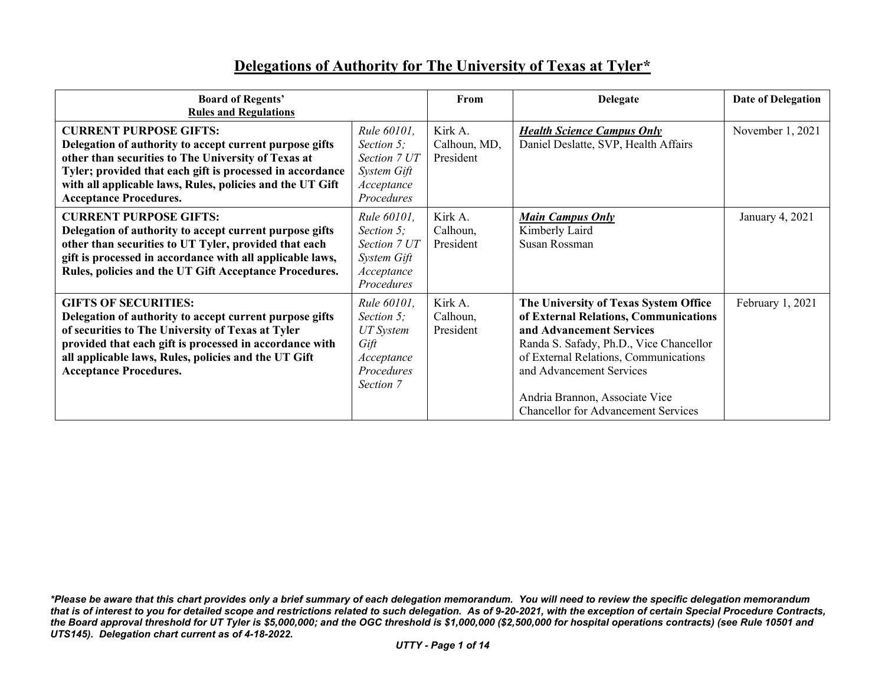# Delegations of Authority for The University of Texas at Tyler*

| Board of Regents' Rules and Regulations | | From | Delegate | Date of Delegation |
|---|---|---|---|---|
| **CURRENT PURPOSE GIFTS: Delegation of authority to accept current purpose gifts other than securities to The University of Texas at Tyler; provided that each gift is processed in accordance with all applicable laws, Rules, policies and the UT Gift Acceptance Procedures.** | *Rule 60101, Section 5; Section 7 UT System Gift Acceptance Procedures* | Kirk A. Calhoun, MD, President | ***Health Science Campus Only*** Daniel Deslatte, SVP, Health Affairs | November 1, 2021 |
| **CURRENT PURPOSE GIFTS: Delegation of authority to accept current purpose gifts other than securities to UT Tyler, provided that each gift is processed in accordance with all applicable laws, Rules, policies and the UT Gift Acceptance Procedures.** | *Rule 60101, Section 5; Section 7 UT System Gift Acceptance Procedures* | Kirk A. Calhoun, President | ***Main Campus Only*** Kimberly Laird Susan Rossman | January 4, 2021 |
| **GIFTS OF SECURITIES: Delegation of authority to accept current purpose gifts of securities to The University of Texas at Tyler provided that each gift is processed in accordance with all applicable laws, Rules, policies and the UT Gift Acceptance Procedures.** | *Rule 60101, Section 5; UT System Gift Acceptance Procedures Section 7* | Kirk A. Calhoun, President | **The University of Texas System Office of External Relations, Communications and Advancement Services** Randa S. Safady, Ph.D., Vice Chancellor of External Relations, Communications and Advancement Services<br><br>Andria Brannon, Associate Vice Chancellor for Advancement Services | February 1, 2021 |

***Please be aware that this chart provides only a brief summary of each delegation memorandum. You will need to review the specific delegation memorandum that is of interest to you for detailed scope and restrictions related to such delegation. As of 9-20-2021, with the exception of certain Special Procedure Contracts, the Board approval threshold for UT Tyler is $5,000,000; and the OGC threshold is $1,000,000 ($2,500,000 for hospital operations contracts) (see Rule 10501 and UTS145). Delegation chart current as of 4-18-2022.***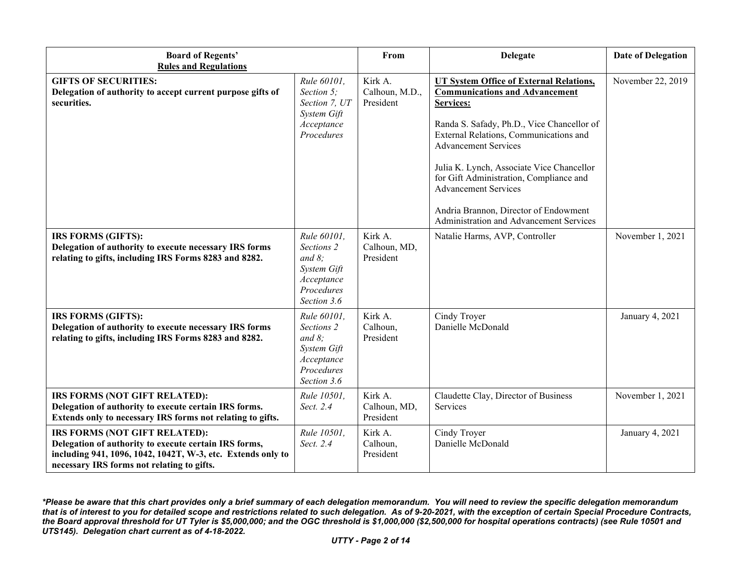| Board of Regents' Rules and Regulations | | From | Delegate | Date of Delegation |
|---|---|---|---|---|
| **GIFTS OF SECURITIES: Delegation of authority to accept current purpose gifts of securities.** | *Rule 60101, Section 5; Section 7, UT System Gift Acceptance Procedures* | Kirk A. Calhoun, M.D., President | **UT System Office of External Relations, Communications and Advancement Services:** Randa S. Safady, Ph.D., Vice Chancellor of External Relations, Communications and Advancement Services; Julia K. Lynch, Associate Vice Chancellor for Gift Administration, Compliance and Advancement Services; Andria Brannon, Director of Endowment Administration and Advancement Services | November 22, 2019 |
| **IRS FORMS (GIFTS): Delegation of authority to execute necessary IRS forms relating to gifts, including IRS Forms 8283 and 8282.** | *Rule 60101, Sections 2 and 8; System Gift Acceptance Procedures Section 3.6* | Kirk A. Calhoun, MD, President | Natalie Harms, AVP, Controller | November 1, 2021 |
| **IRS FORMS (GIFTS): Delegation of authority to execute necessary IRS forms relating to gifts, including IRS Forms 8283 and 8282.** | *Rule 60101, Sections 2 and 8; System Gift Acceptance Procedures Section 3.6* | Kirk A. Calhoun, President | Cindy Troyer; Danielle McDonald | January 4, 2021 |
| **IRS FORMS (NOT GIFT RELATED): Delegation of authority to execute certain IRS forms. Extends only to necessary IRS forms not relating to gifts.** | *Rule 10501, Sect. 2.4* | Kirk A. Calhoun, MD, President | Claudette Clay, Director of Business Services | November 1, 2021 |
| **IRS FORMS (NOT GIFT RELATED): Delegation of authority to execute certain IRS forms, including 941, 1096, 1042, 1042T, W-3, etc. Extends only to necessary IRS forms not relating to gifts.** | *Rule 10501, Sect. 2.4* | Kirk A. Calhoun, President | Cindy Troyer; Danielle McDonald | January 4, 2021 |

***Please be aware that this chart provides only a brief summary of each delegation memorandum. You will need to review the specific delegation memorandum that is of interest to you for detailed scope and restrictions related to such delegation. As of 9-20-2021, with the exception of certain Special Procedure Contracts, the Board approval threshold for UT Tyler is $5,000,000; and the OGC threshold is $1,000,000 ($2,500,000 for hospital operations contracts) (see Rule 10501 and UTS145). Delegation chart current as of 4-18-2022.***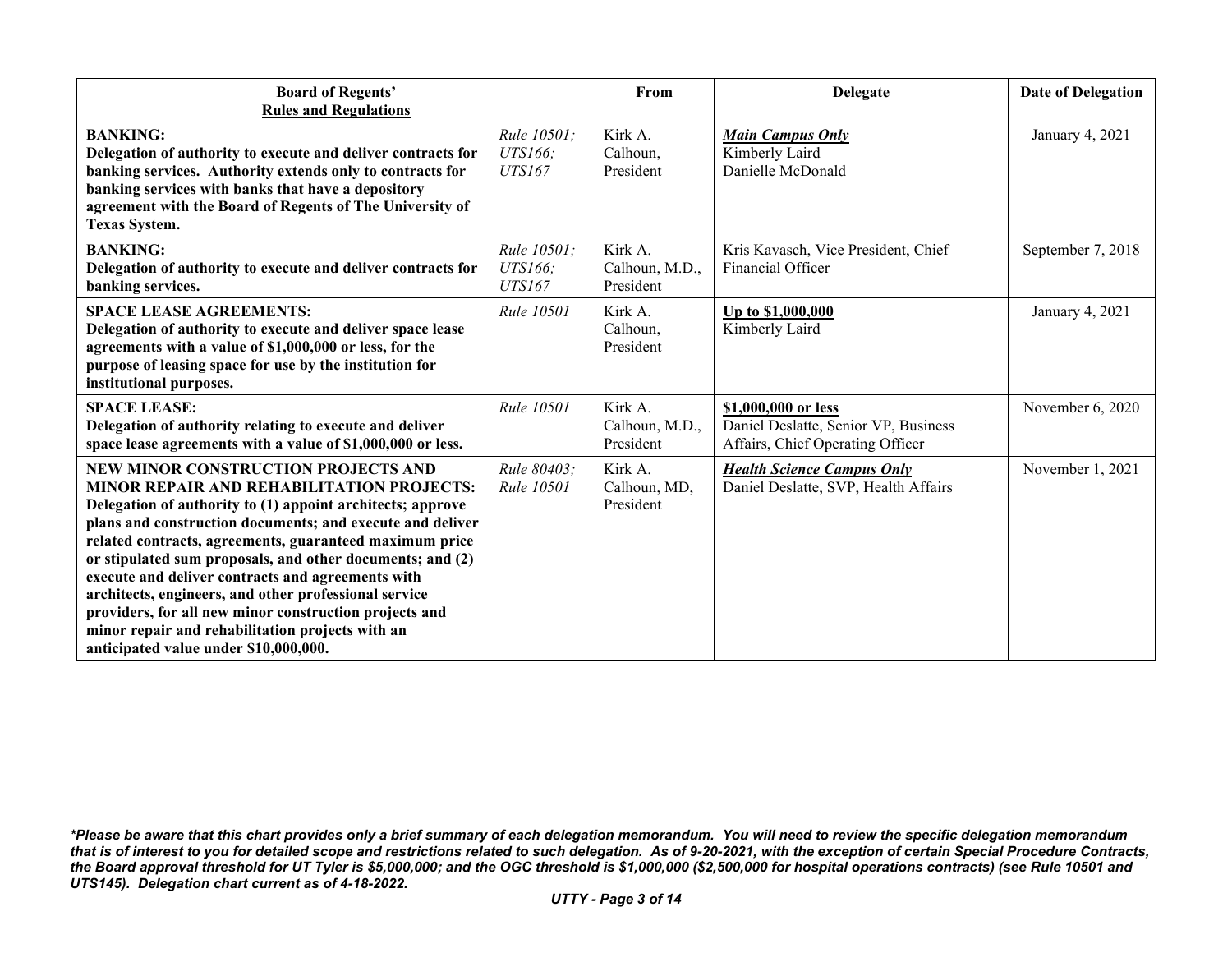| Board of Regents' Rules and Regulations | | From | Delegate | Date of Delegation |
|---|---|---|---|---|
| **BANKING:** **Delegation of authority to execute and deliver contracts for banking services. Authority extends only to contracts for banking services with banks that have a depository agreement with the Board of Regents of The University of Texas System.** | *Rule 10501; UTS166; UTS167* | Kirk A. Calhoun, President | ***Main Campus Only*** Kimberly Laird Danielle McDonald | January 4, 2021 |
| **BANKING:** **Delegation of authority to execute and deliver contracts for banking services.** | *Rule 10501; UTS166; UTS167* | Kirk A. Calhoun, M.D., President | Kris Kavasch, Vice President, Chief Financial Officer | September 7, 2018 |
| **SPACE LEASE AGREEMENTS:** **Delegation of authority to execute and deliver space lease agreements with a value of $1,000,000 or less, for the purpose of leasing space for use by the institution for institutional purposes.** | *Rule 10501* | Kirk A. Calhoun, President | **Up to $1,000,000** Kimberly Laird | January 4, 2021 |
| **SPACE LEASE:** **Delegation of authority relating to execute and deliver space lease agreements with a value of $1,000,000 or less.** | *Rule 10501* | Kirk A. Calhoun, M.D., President | **$1,000,000 or less** Daniel Deslatte, Senior VP, Business Affairs, Chief Operating Officer | November 6, 2020 |
| **NEW MINOR CONSTRUCTION PROJECTS AND MINOR REPAIR AND REHABILITATION PROJECTS:** **Delegation of authority to (1) appoint architects; approve plans and construction documents; and execute and deliver related contracts, agreements, guaranteed maximum price or stipulated sum proposals, and other documents; and (2) execute and deliver contracts and agreements with architects, engineers, and other professional service providers, for all new minor construction projects and minor repair and rehabilitation projects with an anticipated value under $10,000,000.** | *Rule 80403; Rule 10501* | Kirk A. Calhoun, MD, President | ***Health Science Campus Only*** Daniel Deslatte, SVP, Health Affairs | November 1, 2021 |

***Please be aware that this chart provides only a brief summary of each delegation memorandum. You will need to review the specific delegation memorandum that is of interest to you for detailed scope and restrictions related to such delegation. As of 9-20-2021, with the exception of certain Special Procedure Contracts, the Board approval threshold for UT Tyler is $5,000,000; and the OGC threshold is $1,000,000 ($2,500,000 for hospital operations contracts) (see Rule 10501 and UTS145). Delegation chart current as of 4-18-2022.***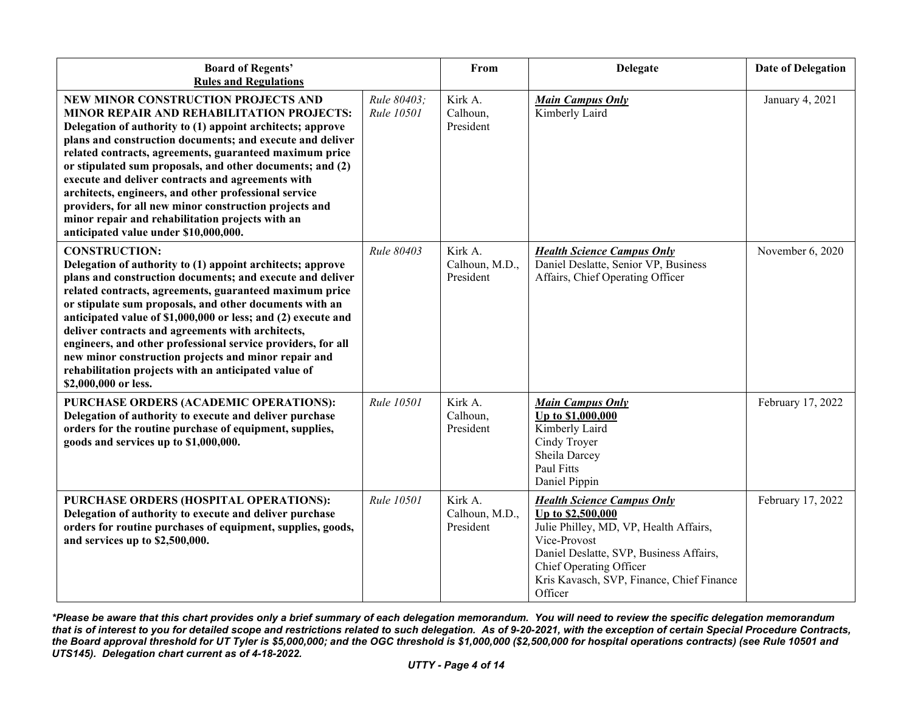| Board of Regents' Rules and Regulations | | From | Delegate | Date of Delegation |
|---|---|---|---|---|
| **NEW MINOR CONSTRUCTION PROJECTS AND MINOR REPAIR AND REHABILITATION PROJECTS: Delegation of authority to (1) appoint architects; approve plans and construction documents; and execute and deliver related contracts, agreements, guaranteed maximum price or stipulated sum proposals, and other documents; and (2) execute and deliver contracts and agreements with architects, engineers, and other professional service providers, for all new minor construction projects and minor repair and rehabilitation projects with an anticipated value under $10,000,000.** | *Rule 80403; Rule 10501* | Kirk A. Calhoun, President | ***Main Campus Only***<br>Kimberly Laird | January 4, 2021 |
| **CONSTRUCTION: Delegation of authority to (1) appoint architects; approve plans and construction documents; and execute and deliver related contracts, agreements, guaranteed maximum price or stipulate sum proposals, and other documents with an anticipated value of $1,000,000 or less; and (2) execute and deliver contracts and agreements with architects, engineers, and other professional service providers, for all new minor construction projects and minor repair and rehabilitation projects with an anticipated value of $2,000,000 or less.** | *Rule 80403* | Kirk A. Calhoun, M.D., President | ***Health Science Campus Only***<br>Daniel Deslatte, Senior VP, Business Affairs, Chief Operating Officer | November 6, 2020 |
| **PURCHASE ORDERS (ACADEMIC OPERATIONS): Delegation of authority to execute and deliver purchase orders for the routine purchase of equipment, supplies, goods and services up to $1,000,000.** | *Rule 10501* | Kirk A. Calhoun, President | ***Main Campus Only***<br>**Up to $1,000,000**<br>Kimberly Laird<br>Cindy Troyer<br>Sheila Darcey<br>Paul Fitts<br>Daniel Pippin | February 17, 2022 |
| **PURCHASE ORDERS (HOSPITAL OPERATIONS): Delegation of authority to execute and deliver purchase orders for routine purchases of equipment, supplies, goods, and services up to $2,500,000.** | *Rule 10501* | Kirk A. Calhoun, M.D., President | ***Health Science Campus Only***<br>**Up to $2,500,000**<br>Julie Philley, MD, VP, Health Affairs, Vice-Provost<br>Daniel Deslatte, SVP, Business Affairs, Chief Operating Officer<br>Kris Kavasch, SVP, Finance, Chief Finance Officer | February 17, 2022 |

***Please be aware that this chart provides only a brief summary of each delegation memorandum. You will need to review the specific delegation memorandum that is of interest to you for detailed scope and restrictions related to such delegation. As of 9-20-2021, with the exception of certain Special Procedure Contracts, the Board approval threshold for UT Tyler is $5,000,000; and the OGC threshold is $1,000,000 ($2,500,000 for hospital operations contracts) (see Rule 10501 and UTS145). Delegation chart current as of 4-18-2022.***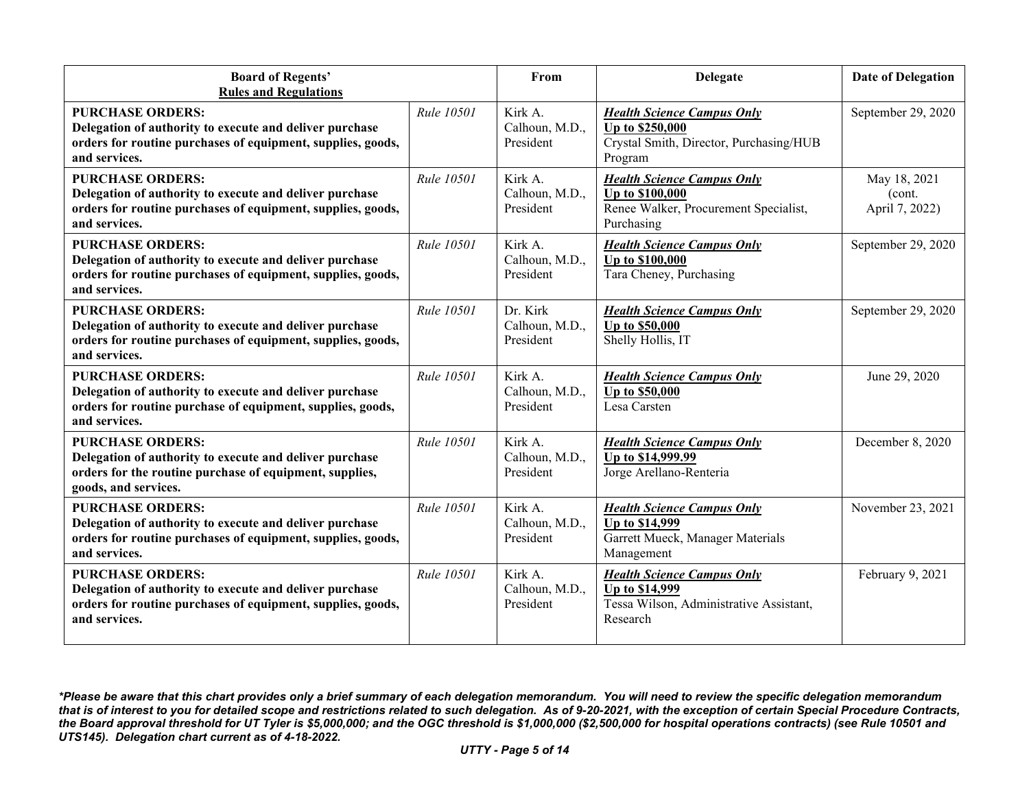| Board of Regents' Rules and Regulations | | From | Delegate | Date of Delegation |
|---|---|---|---|---|
| **PURCHASE ORDERS: Delegation of authority to execute and deliver purchase orders for routine purchases of equipment, supplies, goods, and services.** | *Rule 10501* | Kirk A. Calhoun, M.D., President | ***Health Science Campus Only*** **Up to $250,000** Crystal Smith, Director, Purchasing/HUB Program | September 29, 2020 |
| **PURCHASE ORDERS: Delegation of authority to execute and deliver purchase orders for routine purchases of equipment, supplies, goods, and services.** | *Rule 10501* | Kirk A. Calhoun, M.D., President | ***Health Science Campus Only*** **Up to $100,000** Renee Walker, Procurement Specialist, Purchasing | May 18, 2021 (cont. April 7, 2022) |
| **PURCHASE ORDERS: Delegation of authority to execute and deliver purchase orders for routine purchases of equipment, supplies, goods, and services.** | *Rule 10501* | Kirk A. Calhoun, M.D., President | ***Health Science Campus Only*** **Up to $100,000** Tara Cheney, Purchasing | September 29, 2020 |
| **PURCHASE ORDERS: Delegation of authority to execute and deliver purchase orders for routine purchases of equipment, supplies, goods, and services.** | *Rule 10501* | Dr. Kirk Calhoun, M.D., President | ***Health Science Campus Only*** **Up to $50,000** Shelly Hollis, IT | September 29, 2020 |
| **PURCHASE ORDERS: Delegation of authority to execute and deliver purchase orders for routine purchase of equipment, supplies, goods, and services.** | *Rule 10501* | Kirk A. Calhoun, M.D., President | ***Health Science Campus Only*** **Up to $50,000** Lesa Carsten | June 29, 2020 |
| **PURCHASE ORDERS: Delegation of authority to execute and deliver purchase orders for the routine purchase of equipment, supplies, goods, and services.** | *Rule 10501* | Kirk A. Calhoun, M.D., President | ***Health Science Campus Only*** **Up to $14,999.99** Jorge Arellano-Renteria | December 8, 2020 |
| **PURCHASE ORDERS: Delegation of authority to execute and deliver purchase orders for routine purchases of equipment, supplies, goods, and services.** | *Rule 10501* | Kirk A. Calhoun, M.D., President | ***Health Science Campus Only*** **Up to $14,999** Garrett Mueck, Manager Materials Management | November 23, 2021 |
| **PURCHASE ORDERS: Delegation of authority to execute and deliver purchase orders for routine purchases of equipment, supplies, goods, and services.** | *Rule 10501* | Kirk A. Calhoun, M.D., President | ***Health Science Campus Only*** **Up to $14,999** Tessa Wilson, Administrative Assistant, Research | February 9, 2021 |

***Please be aware that this chart provides only a brief summary of each delegation memorandum. You will need to review the specific delegation memorandum that is of interest to you for detailed scope and restrictions related to such delegation. As of 9-20-2021, with the exception of certain Special Procedure Contracts, the Board approval threshold for UT Tyler is $5,000,000; and the OGC threshold is $1,000,000 ($2,500,000 for hospital operations contracts) (see Rule 10501 and UTS145). Delegation chart current as of 4-18-2022.***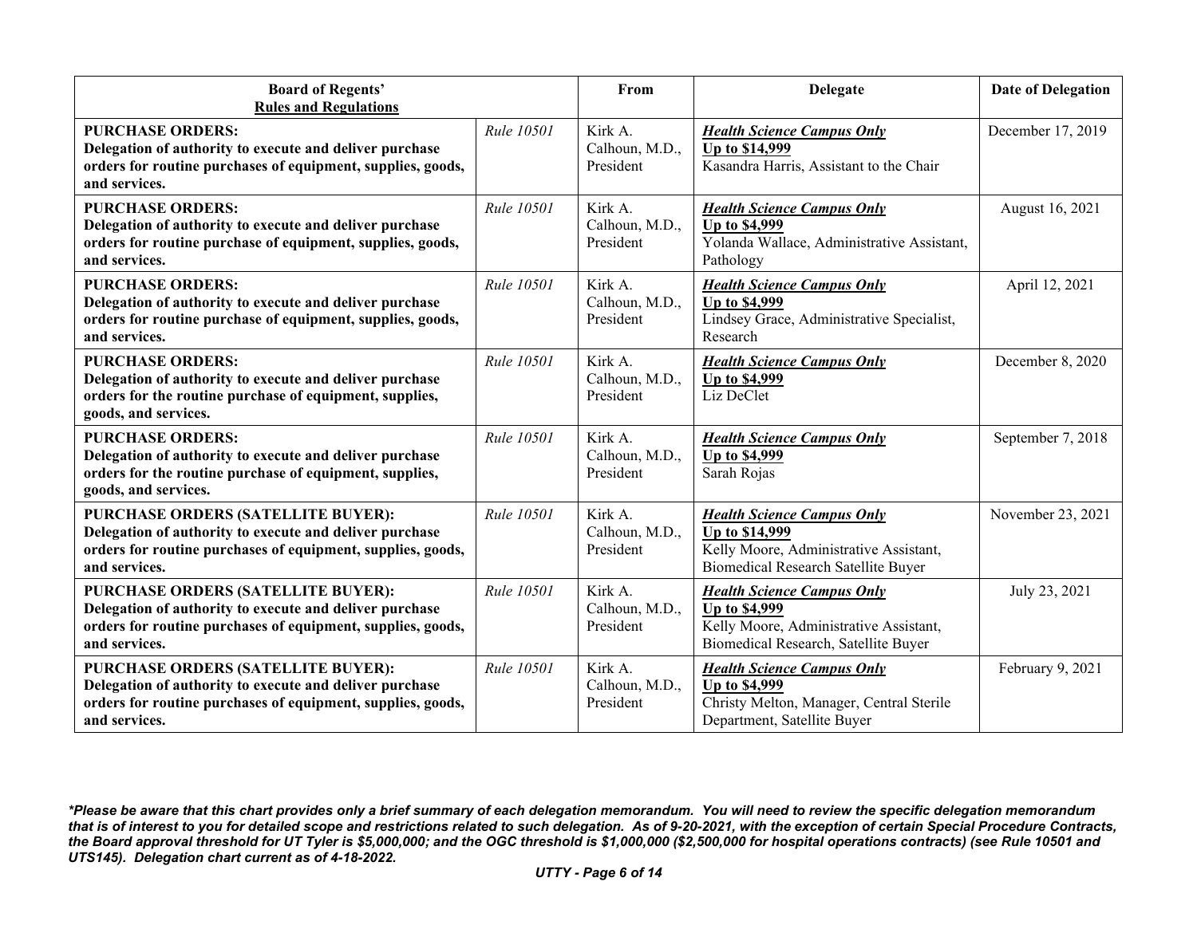| **Board of Regents' Rules and Regulations** | | **From** | **Delegate** | **Date of Delegation** |
|---|---|---|---|---|
| **PURCHASE ORDERS: Delegation of authority to execute and deliver purchase orders for routine purchases of equipment, supplies, goods, and services.** | *Rule 10501* | Kirk A. Calhoun, M.D., President | ***Health Science Campus Only*** **Up to $14,999** Kasandra Harris, Assistant to the Chair | December 17, 2019 |
| **PURCHASE ORDERS: Delegation of authority to execute and deliver purchase orders for routine purchase of equipment, supplies, goods, and services.** | *Rule 10501* | Kirk A. Calhoun, M.D., President | ***Health Science Campus Only*** **Up to $4,999** Yolanda Wallace, Administrative Assistant, Pathology | August 16, 2021 |
| **PURCHASE ORDERS: Delegation of authority to execute and deliver purchase orders for routine purchase of equipment, supplies, goods, and services.** | *Rule 10501* | Kirk A. Calhoun, M.D., President | ***Health Science Campus Only*** **Up to $4,999** Lindsey Grace, Administrative Specialist, Research | April 12, 2021 |
| **PURCHASE ORDERS: Delegation of authority to execute and deliver purchase orders for the routine purchase of equipment, supplies, goods, and services.** | *Rule 10501* | Kirk A. Calhoun, M.D., President | ***Health Science Campus Only*** **Up to $4,999** Liz DeClet | December 8, 2020 |
| **PURCHASE ORDERS: Delegation of authority to execute and deliver purchase orders for the routine purchase of equipment, supplies, goods, and services.** | *Rule 10501* | Kirk A. Calhoun, M.D., President | ***Health Science Campus Only*** **Up to $4,999** Sarah Rojas | September 7, 2018 |
| **PURCHASE ORDERS (SATELLITE BUYER): Delegation of authority to execute and deliver purchase orders for routine purchases of equipment, supplies, goods, and services.** | *Rule 10501* | Kirk A. Calhoun, M.D., President | ***Health Science Campus Only*** **Up to $14,999** Kelly Moore, Administrative Assistant, Biomedical Research Satellite Buyer | November 23, 2021 |
| **PURCHASE ORDERS (SATELLITE BUYER): Delegation of authority to execute and deliver purchase orders for routine purchases of equipment, supplies, goods, and services.** | *Rule 10501* | Kirk A. Calhoun, M.D., President | ***Health Science Campus Only*** **Up to $4,999** Kelly Moore, Administrative Assistant, Biomedical Research, Satellite Buyer | July 23, 2021 |
| **PURCHASE ORDERS (SATELLITE BUYER): Delegation of authority to execute and deliver purchase orders for routine purchases of equipment, supplies, goods, and services.** | *Rule 10501* | Kirk A. Calhoun, M.D., President | ***Health Science Campus Only*** **Up to $4,999** Christy Melton, Manager, Central Sterile Department, Satellite Buyer | February 9, 2021 |

***Please be aware that this chart provides only a brief summary of each delegation memorandum. You will need to review the specific delegation memorandum that is of interest to you for detailed scope and restrictions related to such delegation. As of 9-20-2021, with the exception of certain Special Procedure Contracts, the Board approval threshold for UT Tyler is $5,000,000; and the OGC threshold is $1,000,000 ($2,500,000 for hospital operations contracts) (see Rule 10501 and UTS145). Delegation chart current as of 4-18-2022.***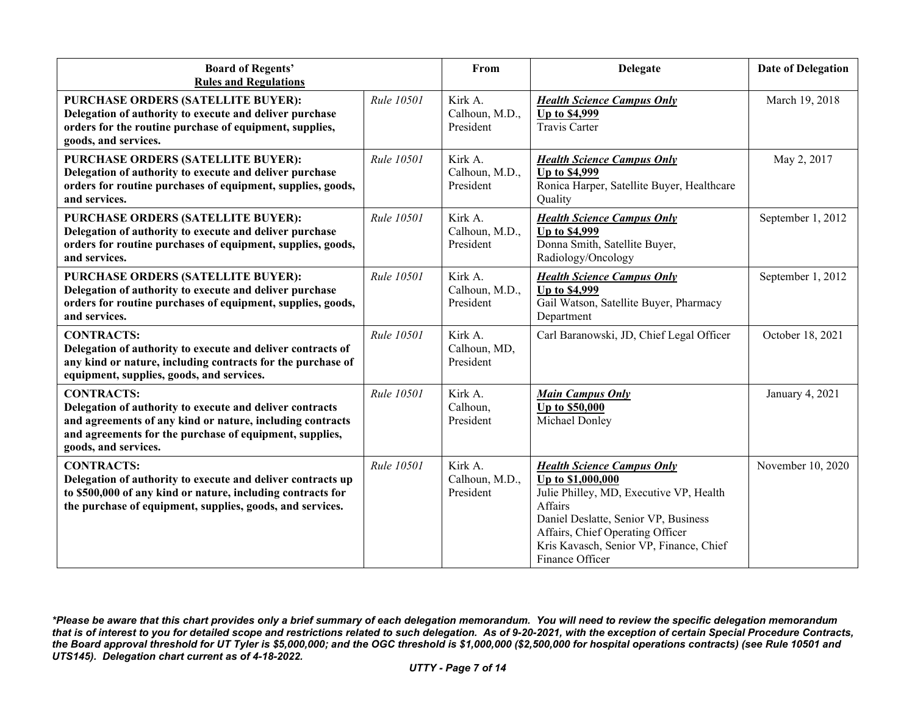| Board of Regents' Rules and Regulations | | From | Delegate | Date of Delegation |
|---|---|---|---|---|
| **PURCHASE ORDERS (SATELLITE BUYER): Delegation of authority to execute and deliver purchase orders for the routine purchase of equipment, supplies, goods, and services.** | *Rule 10501* | Kirk A. Calhoun, M.D., President | ***Health Science Campus Only*** **Up to $4,999** Travis Carter | March 19, 2018 |
| **PURCHASE ORDERS (SATELLITE BUYER): Delegation of authority to execute and deliver purchase orders for routine purchases of equipment, supplies, goods, and services.** | *Rule 10501* | Kirk A. Calhoun, M.D., President | ***Health Science Campus Only*** **Up to $4,999** Ronica Harper, Satellite Buyer, Healthcare Quality | May 2, 2017 |
| **PURCHASE ORDERS (SATELLITE BUYER): Delegation of authority to execute and deliver purchase orders for routine purchases of equipment, supplies, goods, and services.** | *Rule 10501* | Kirk A. Calhoun, M.D., President | ***Health Science Campus Only*** **Up to $4,999** Donna Smith, Satellite Buyer, Radiology/Oncology | September 1, 2012 |
| **PURCHASE ORDERS (SATELLITE BUYER): Delegation of authority to execute and deliver purchase orders for routine purchases of equipment, supplies, goods, and services.** | *Rule 10501* | Kirk A. Calhoun, M.D., President | ***Health Science Campus Only*** **Up to $4,999** Gail Watson, Satellite Buyer, Pharmacy Department | September 1, 2012 |
| **CONTRACTS: Delegation of authority to execute and deliver contracts of any kind or nature, including contracts for the purchase of equipment, supplies, goods, and services.** | *Rule 10501* | Kirk A. Calhoun, MD, President | Carl Baranowski, JD, Chief Legal Officer | October 18, 2021 |
| **CONTRACTS: Delegation of authority to execute and deliver contracts and agreements of any kind or nature, including contracts and agreements for the purchase of equipment, supplies, goods, and services.** | *Rule 10501* | Kirk A. Calhoun, President | ***Main Campus Only*** **Up to $50,000** Michael Donley | January 4, 2021 |
| **CONTRACTS: Delegation of authority to execute and deliver contracts up to $500,000 of any kind or nature, including contracts for the purchase of equipment, supplies, goods, and services.** | *Rule 10501* | Kirk A. Calhoun, M.D., President | ***Health Science Campus Only*** **Up to $1,000,000** Julie Philley, MD, Executive VP, Health Affairs; Daniel Deslatte, Senior VP, Business Affairs, Chief Operating Officer; Kris Kavasch, Senior VP, Finance, Chief Finance Officer | November 10, 2020 |

***Please be aware that this chart provides only a brief summary of each delegation memorandum. You will need to review the specific delegation memorandum that is of interest to you for detailed scope and restrictions related to such delegation. As of 9-20-2021, with the exception of certain Special Procedure Contracts, the Board approval threshold for UT Tyler is $5,000,000; and the OGC threshold is $1,000,000 ($2,500,000 for hospital operations contracts) (see Rule 10501 and UTS145). Delegation chart current as of 4-18-2022.***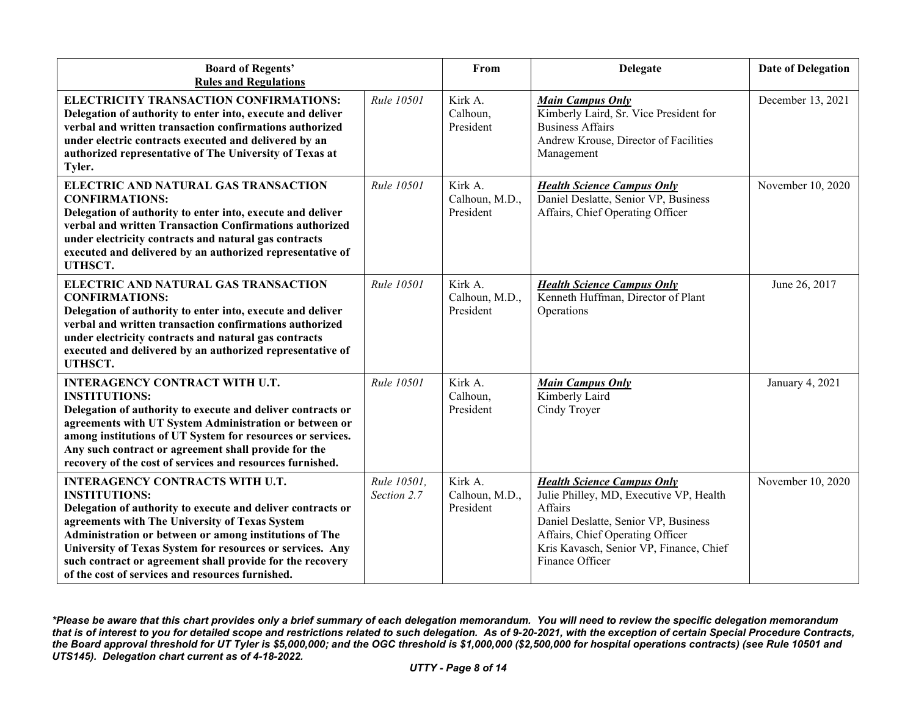| Board of Regents' <u>Rules and Regulations</u> | | From | Delegate | Date of Delegation |
|---|---|---|---|---|
| **ELECTRICITY TRANSACTION CONFIRMATIONS: Delegation of authority to enter into, execute and deliver verbal and written transaction confirmations authorized under electric contracts executed and delivered by an authorized representative of The University of Texas at Tyler.** | *Rule 10501* | Kirk A. Calhoun, President | ***<u>Main Campus Only</u>*** Kimberly Laird, Sr. Vice President for Business Affairs Andrew Krouse, Director of Facilities Management | December 13, 2021 |
| **ELECTRIC AND NATURAL GAS TRANSACTION CONFIRMATIONS: Delegation of authority to enter into, execute and deliver verbal and written Transaction Confirmations authorized under electricity contracts and natural gas contracts executed and delivered by an authorized representative of UTHSCT.** | *Rule 10501* | Kirk A. Calhoun, M.D., President | ***<u>Health Science Campus Only</u>*** Daniel Deslatte, Senior VP, Business Affairs, Chief Operating Officer | November 10, 2020 |
| **ELECTRIC AND NATURAL GAS TRANSACTION CONFIRMATIONS: Delegation of authority to enter into, execute and deliver verbal and written transaction confirmations authorized under electricity contracts and natural gas contracts executed and delivered by an authorized representative of UTHSCT.** | *Rule 10501* | Kirk A. Calhoun, M.D., President | ***<u>Health Science Campus Only</u>*** Kenneth Huffman, Director of Plant Operations | June 26, 2017 |
| **INTERAGENCY CONTRACT WITH U.T. INSTITUTIONS: Delegation of authority to execute and deliver contracts or agreements with UT System Administration or between or among institutions of UT System for resources or services. Any such contract or agreement shall provide for the recovery of the cost of services and resources furnished.** | *Rule 10501* | Kirk A. Calhoun, President | ***<u>Main Campus Only</u>*** Kimberly Laird Cindy Troyer | January 4, 2021 |
| **INTERAGENCY CONTRACTS WITH U.T. INSTITUTIONS: Delegation of authority to execute and deliver contracts or agreements with The University of Texas System Administration or between or among institutions of The University of Texas System for resources or services. Any such contract or agreement shall provide for the recovery of the cost of services and resources furnished.** | *Rule 10501, Section 2.7* | Kirk A. Calhoun, M.D., President | ***<u>Health Science Campus Only</u>*** Julie Philley, MD, Executive VP, Health Affairs Daniel Deslatte, Senior VP, Business Affairs, Chief Operating Officer Kris Kavasch, Senior VP, Finance, Chief Finance Officer | November 10, 2020 |

***Please be aware that this chart provides only a brief summary of each delegation memorandum. You will need to review the specific delegation memorandum that is of interest to you for detailed scope and restrictions related to such delegation. As of 9-20-2021, with the exception of certain Special Procedure Contracts, the Board approval threshold for UT Tyler is $5,000,000; and the OGC threshold is $1,000,000 ($2,500,000 for hospital operations contracts) (see Rule 10501 and UTS145). Delegation chart current as of 4-18-2022.***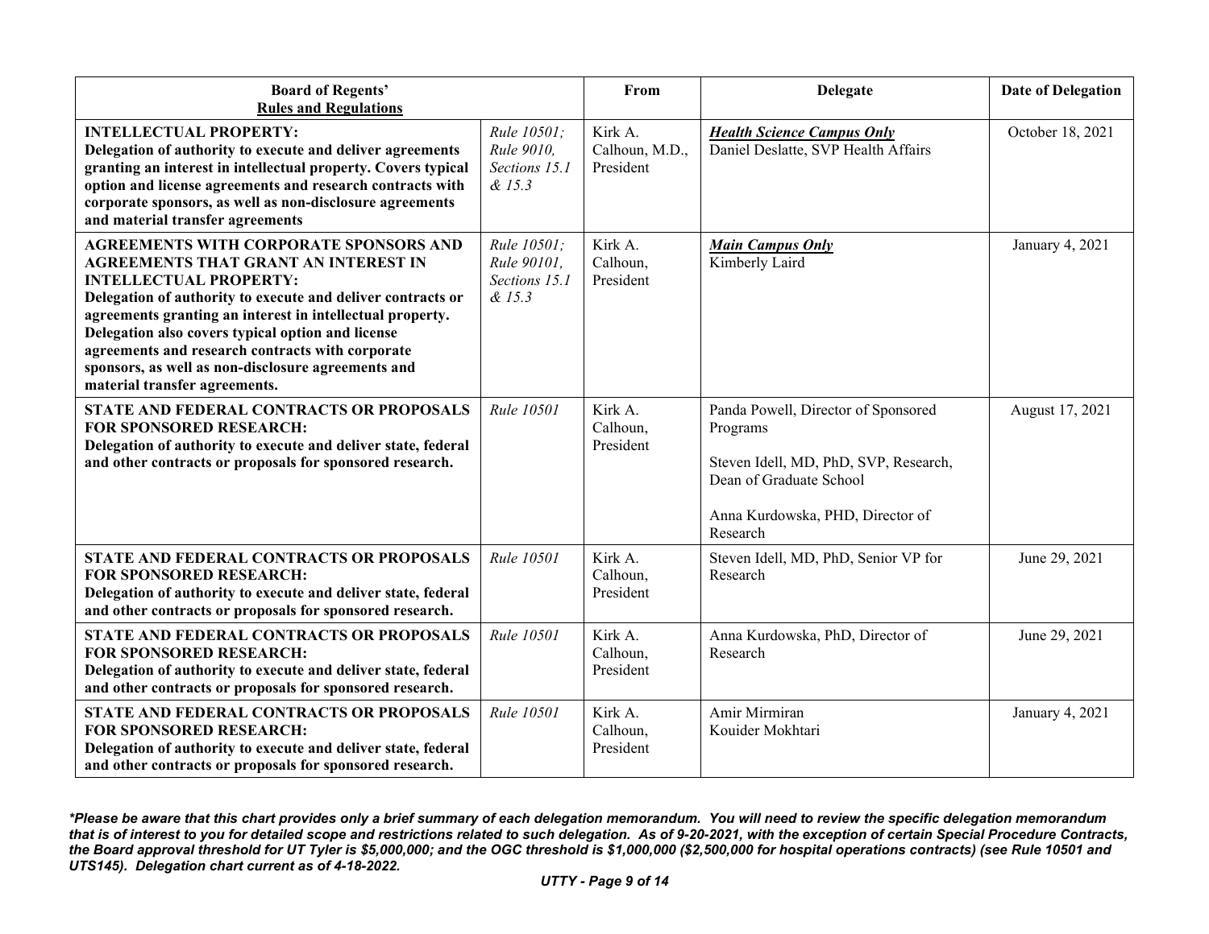| **Board of Regents' Rules and Regulations** | | **From** | **Delegate** | **Date of Delegation** |
|---|---|---|---|---|
| **INTELLECTUAL PROPERTY: Delegation of authority to execute and deliver agreements granting an interest in intellectual property. Covers typical option and license agreements and research contracts with corporate sponsors, as well as non-disclosure agreements and material transfer agreements** | *Rule 10501; Rule 9010, Sections 15.1 & 15.3* | Kirk A. Calhoun, M.D., President | ***Health Science Campus Only*** Daniel Deslatte, SVP Health Affairs | October 18, 2021 |
| **AGREEMENTS WITH CORPORATE SPONSORS AND AGREEMENTS THAT GRANT AN INTEREST IN INTELLECTUAL PROPERTY: Delegation of authority to execute and deliver contracts or agreements granting an interest in intellectual property. Delegation also covers typical option and license agreements and research contracts with corporate sponsors, as well as non-disclosure agreements and material transfer agreements.** | *Rule 10501; Rule 90101, Sections 15.1 & 15.3* | Kirk A. Calhoun, President | ***Main Campus Only*** Kimberly Laird | January 4, 2021 |
| **STATE AND FEDERAL CONTRACTS OR PROPOSALS FOR SPONSORED RESEARCH: Delegation of authority to execute and deliver state, federal and other contracts or proposals for sponsored research.** | *Rule 10501* | Kirk A. Calhoun, President | Panda Powell, Director of Sponsored Programs<br><br>Steven Idell, MD, PhD, SVP, Research, Dean of Graduate School<br><br>Anna Kurdowska, PHD, Director of Research | August 17, 2021 |
| **STATE AND FEDERAL CONTRACTS OR PROPOSALS FOR SPONSORED RESEARCH: Delegation of authority to execute and deliver state, federal and other contracts or proposals for sponsored research.** | *Rule 10501* | Kirk A. Calhoun, President | Steven Idell, MD, PhD, Senior VP for Research | June 29, 2021 |
| **STATE AND FEDERAL CONTRACTS OR PROPOSALS FOR SPONSORED RESEARCH: Delegation of authority to execute and deliver state, federal and other contracts or proposals for sponsored research.** | *Rule 10501* | Kirk A. Calhoun, President | Anna Kurdowska, PhD, Director of Research | June 29, 2021 |
| **STATE AND FEDERAL CONTRACTS OR PROPOSALS FOR SPONSORED RESEARCH: Delegation of authority to execute and deliver state, federal and other contracts or proposals for sponsored research.** | *Rule 10501* | Kirk A. Calhoun, President | Amir Mirmiran<br>Kouider Mokhtari | January 4, 2021 |

***Please be aware that this chart provides only a brief summary of each delegation memorandum. You will need to review the specific delegation memorandum that is of interest to you for detailed scope and restrictions related to such delegation. As of 9-20-2021, with the exception of certain Special Procedure Contracts, the Board approval threshold for UT Tyler is $5,000,000; and the OGC threshold is $1,000,000 ($2,500,000 for hospital operations contracts) (see Rule 10501 and UTS145). Delegation chart current as of 4-18-2022.***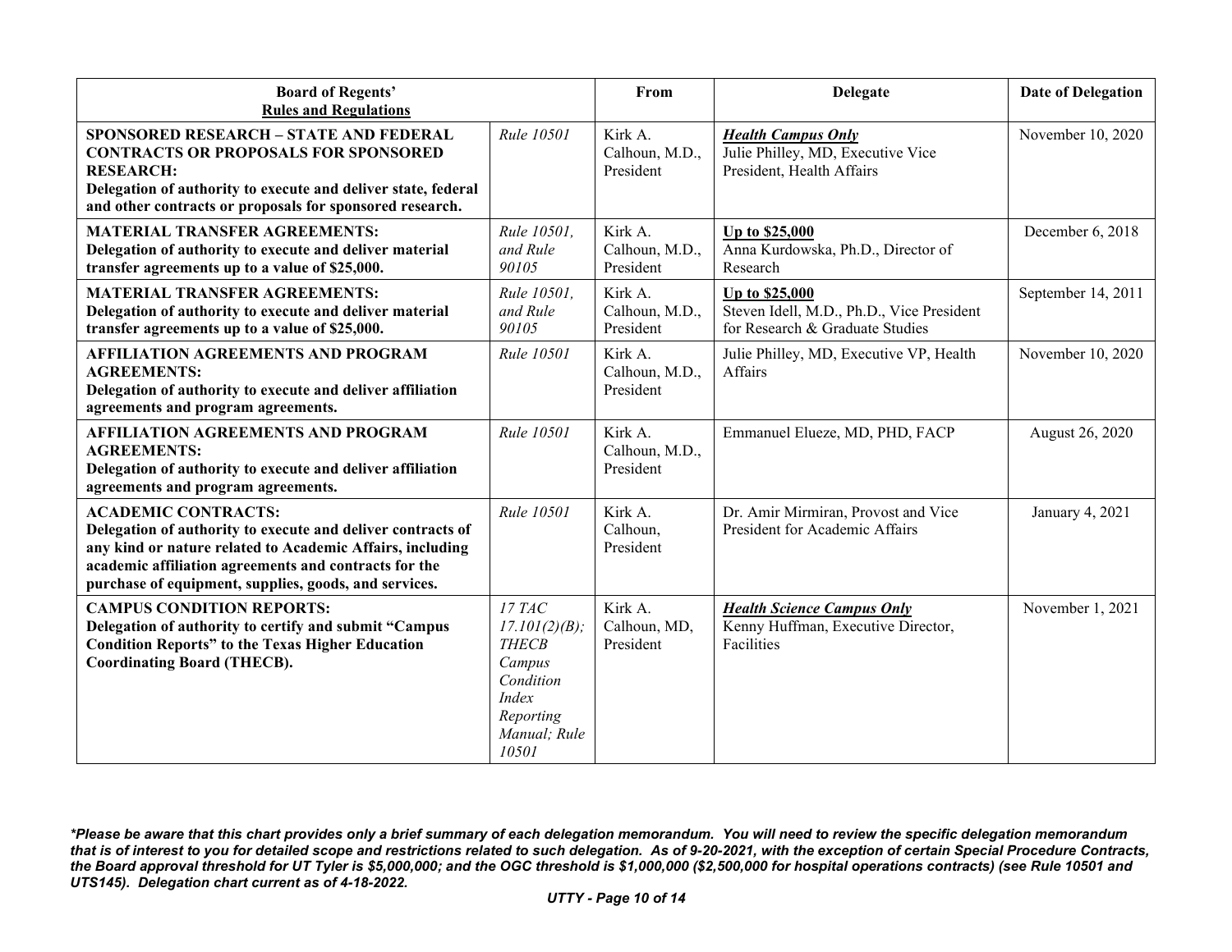| Board of Regents' Rules and Regulations | | From | Delegate | Date of Delegation |
|---|---|---|---|---|
| **SPONSORED RESEARCH – STATE AND FEDERAL CONTRACTS OR PROPOSALS FOR SPONSORED RESEARCH: Delegation of authority to execute and deliver state, federal and other contracts or proposals for sponsored research.** | *Rule 10501* | Kirk A. Calhoun, M.D., President | ***Health Campus Only*** Julie Philley, MD, Executive Vice President, Health Affairs | November 10, 2020 |
| **MATERIAL TRANSFER AGREEMENTS: Delegation of authority to execute and deliver material transfer agreements up to a value of $25,000.** | *Rule 10501, and Rule 90105* | Kirk A. Calhoun, M.D., President | **Up to $25,000** Anna Kurdowska, Ph.D., Director of Research | December 6, 2018 |
| **MATERIAL TRANSFER AGREEMENTS: Delegation of authority to execute and deliver material transfer agreements up to a value of $25,000.** | *Rule 10501, and Rule 90105* | Kirk A. Calhoun, M.D., President | **Up to $25,000** Steven Idell, M.D., Ph.D., Vice President for Research & Graduate Studies | September 14, 2011 |
| **AFFILIATION AGREEMENTS AND PROGRAM AGREEMENTS: Delegation of authority to execute and deliver affiliation agreements and program agreements.** | *Rule 10501* | Kirk A. Calhoun, M.D., President | Julie Philley, MD, Executive VP, Health Affairs | November 10, 2020 |
| **AFFILIATION AGREEMENTS AND PROGRAM AGREEMENTS: Delegation of authority to execute and deliver affiliation agreements and program agreements.** | *Rule 10501* | Kirk A. Calhoun, M.D., President | Emmanuel Elueze, MD, PHD, FACP | August 26, 2020 |
| **ACADEMIC CONTRACTS: Delegation of authority to execute and deliver contracts of any kind or nature related to Academic Affairs, including academic affiliation agreements and contracts for the purchase of equipment, supplies, goods, and services.** | *Rule 10501* | Kirk A. Calhoun, President | Dr. Amir Mirmiran, Provost and Vice President for Academic Affairs | January 4, 2021 |
| **CAMPUS CONDITION REPORTS: Delegation of authority to certify and submit "Campus Condition Reports" to the Texas Higher Education Coordinating Board (THECB).** | *17 TAC 17.101(2)(B); THECB Campus Condition Index Reporting Manual; Rule 10501* | Kirk A. Calhoun, MD, President | ***Health Science Campus Only*** Kenny Huffman, Executive Director, Facilities | November 1, 2021 |

***Please be aware that this chart provides only a brief summary of each delegation memorandum. You will need to review the specific delegation memorandum that is of interest to you for detailed scope and restrictions related to such delegation. As of 9-20-2021, with the exception of certain Special Procedure Contracts, the Board approval threshold for UT Tyler is $5,000,000; and the OGC threshold is $1,000,000 ($2,500,000 for hospital operations contracts) (see Rule 10501 and UTS145). Delegation chart current as of 4-18-2022.***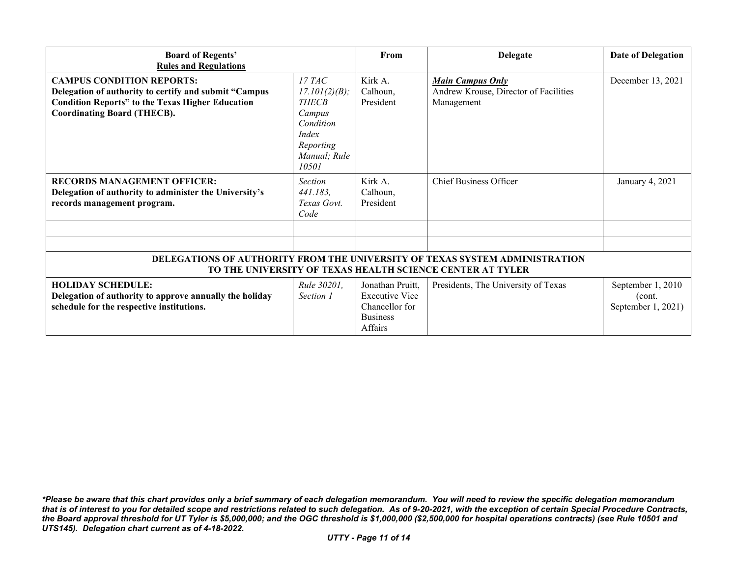| **Board of Regents' Rules and Regulations** | | **From** | **Delegate** | **Date of Delegation** |
|---|---|---|---|---|
| **CAMPUS CONDITION REPORTS: Delegation of authority to certify and submit "Campus Condition Reports" to the Texas Higher Education Coordinating Board (THECB).** | *17 TAC 17.101(2)(B); THECB Campus Condition Index Reporting Manual; Rule 10501* | Kirk A. Calhoun, President | ***Main Campus Only*** Andrew Krouse, Director of Facilities Management | December 13, 2021 |
| **RECORDS MANAGEMENT OFFICER: Delegation of authority to administer the University's records management program.** | *Section 441.183, Texas Govt. Code* | Kirk A. Calhoun, President | Chief Business Officer | January 4, 2021 |
| | | | | |
| | | | | |
| **DELEGATIONS OF AUTHORITY FROM THE UNIVERSITY OF TEXAS SYSTEM ADMINISTRATION TO THE UNIVERSITY OF TEXAS HEALTH SCIENCE CENTER AT TYLER** | | | | |
| **HOLIDAY SCHEDULE: Delegation of authority to approve annually the holiday schedule for the respective institutions.** | *Rule 30201, Section 1* | Jonathan Pruitt, Executive Vice Chancellor for Business Affairs | Presidents, The University of Texas | September 1, 2010 (cont. September 1, 2021) |

***Please be aware that this chart provides only a brief summary of each delegation memorandum. You will need to review the specific delegation memorandum that is of interest to you for detailed scope and restrictions related to such delegation. As of 9-20-2021, with the exception of certain Special Procedure Contracts, the Board approval threshold for UT Tyler is $5,000,000; and the OGC threshold is $1,000,000 ($2,500,000 for hospital operations contracts) (see Rule 10501 and UTS145). Delegation chart current as of 4-18-2022.***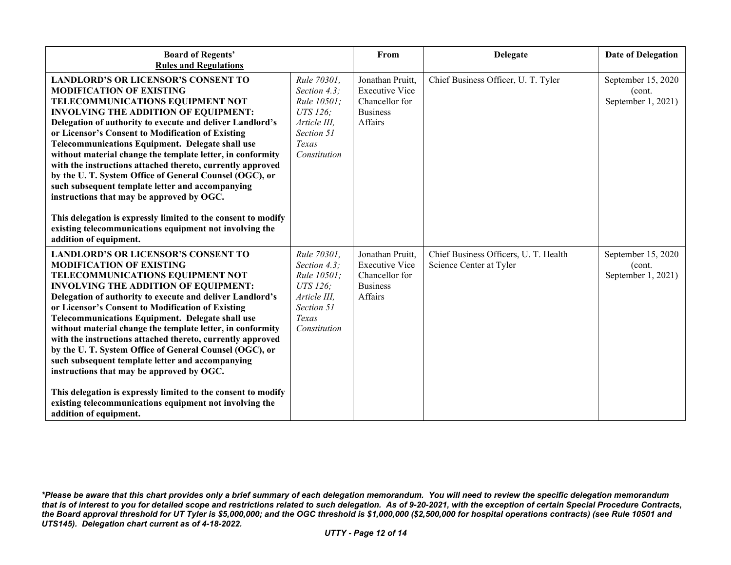| Board of Regents' Rules and Regulations | | From | Delegate | Date of Delegation |
|---|---|---|---|---|
| **LANDLORD'S OR LICENSOR'S CONSENT TO MODIFICATION OF EXISTING TELECOMMUNICATIONS EQUIPMENT NOT INVOLVING THE ADDITION OF EQUIPMENT: Delegation of authority to execute and deliver Landlord's or Licensor's Consent to Modification of Existing Telecommunications Equipment. Delegate shall use without material change the template letter, in conformity with the instructions attached thereto, currently approved by the U. T. System Office of General Counsel (OGC), or such subsequent template letter and accompanying instructions that may be approved by OGC.**<br><br>**This delegation is expressly limited to the consent to modify existing telecommunications equipment not involving the addition of equipment.** | *Rule 70301, Section 4.3; Rule 10501; UTS 126; Article III, Section 51 Texas Constitution* | Jonathan Pruitt, Executive Vice Chancellor for Business Affairs | Chief Business Officer, U. T. Tyler | September 15, 2020 (cont. September 1, 2021) |
| **LANDLORD'S OR LICENSOR'S CONSENT TO MODIFICATION OF EXISTING TELECOMMUNICATIONS EQUIPMENT NOT INVOLVING THE ADDITION OF EQUIPMENT: Delegation of authority to execute and deliver Landlord's or Licensor's Consent to Modification of Existing Telecommunications Equipment. Delegate shall use without material change the template letter, in conformity with the instructions attached thereto, currently approved by the U. T. System Office of General Counsel (OGC), or such subsequent template letter and accompanying instructions that may be approved by OGC.**<br><br>**This delegation is expressly limited to the consent to modify existing telecommunications equipment not involving the addition of equipment.** | *Rule 70301, Section 4.3; Rule 10501; UTS 126; Article III, Section 51 Texas Constitution* | Jonathan Pruitt, Executive Vice Chancellor for Business Affairs | Chief Business Officers, U. T. Health Science Center at Tyler | September 15, 2020 (cont. September 1, 2021) |

***Please be aware that this chart provides only a brief summary of each delegation memorandum. You will need to review the specific delegation memorandum that is of interest to you for detailed scope and restrictions related to such delegation. As of 9-20-2021, with the exception of certain Special Procedure Contracts, the Board approval threshold for UT Tyler is $5,000,000; and the OGC threshold is $1,000,000 ($2,500,000 for hospital operations contracts) (see Rule 10501 and UTS145). Delegation chart current as of 4-18-2022.***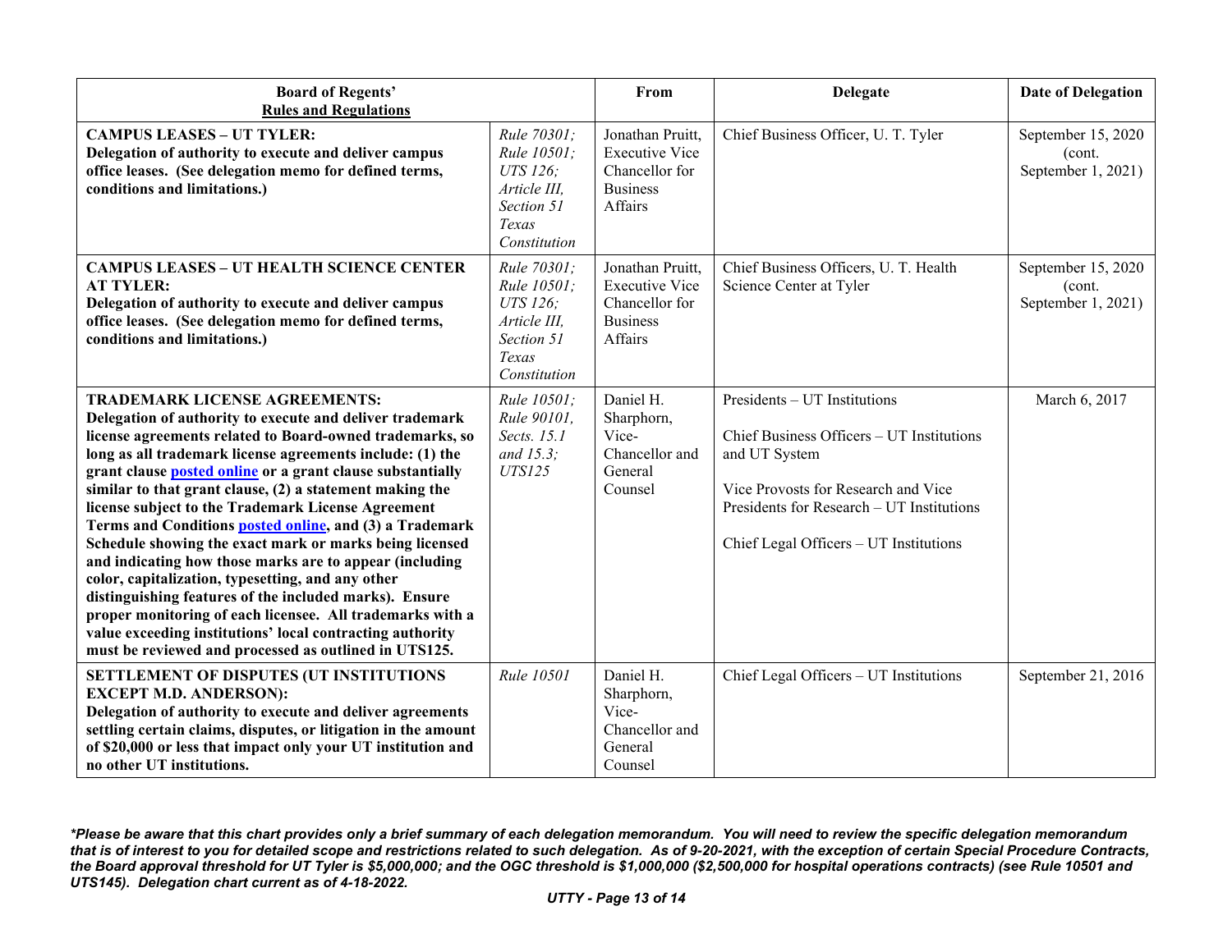| **Board of Regents' Rules and Regulations** | | From | Delegate | Date of Delegation |
|---|---|---|---|---|
| **CAMPUS LEASES – UT TYLER: Delegation of authority to execute and deliver campus office leases. (See delegation memo for defined terms, conditions and limitations.)** | *Rule 70301; Rule 10501; UTS 126; Article III, Section 51 Texas Constitution* | Jonathan Pruitt, Executive Vice Chancellor for Business Affairs | Chief Business Officer, U. T. Tyler | September 15, 2020 (cont. September 1, 2021) |
| **CAMPUS LEASES – UT HEALTH SCIENCE CENTER AT TYLER: Delegation of authority to execute and deliver campus office leases. (See delegation memo for defined terms, conditions and limitations.)** | *Rule 70301; Rule 10501; UTS 126; Article III, Section 51 Texas Constitution* | Jonathan Pruitt, Executive Vice Chancellor for Business Affairs | Chief Business Officers, U. T. Health Science Center at Tyler | September 15, 2020 (cont. September 1, 2021) |
| **TRADEMARK LICENSE AGREEMENTS: Delegation of authority to execute and deliver trademark license agreements related to Board-owned trademarks, so long as all trademark license agreements include: (1) the grant clause posted online or a grant clause substantially similar to that grant clause, (2) a statement making the license subject to the Trademark License Agreement Terms and Conditions posted online, and (3) a Trademark Schedule showing the exact mark or marks being licensed and indicating how those marks are to appear (including color, capitalization, typesetting, and any other distinguishing features of the included marks). Ensure proper monitoring of each licensee. All trademarks with a value exceeding institutions' local contracting authority must be reviewed and processed as outlined in UTS125.** | *Rule 10501; Rule 90101, Sects. 15.1 and 15.3; UTS125* | Daniel H. Sharphorn, Vice-Chancellor and General Counsel | Presidents – UT Institutions<br><br>Chief Business Officers – UT Institutions and UT System<br><br>Vice Provosts for Research and Vice Presidents for Research – UT Institutions<br><br>Chief Legal Officers – UT Institutions | March 6, 2017 |
| **SETTLEMENT OF DISPUTES (UT INSTITUTIONS EXCEPT M.D. ANDERSON): Delegation of authority to execute and deliver agreements settling certain claims, disputes, or litigation in the amount of $20,000 or less that impact only your UT institution and no other UT institutions.** | *Rule 10501* | Daniel H. Sharphorn, Vice-Chancellor and General Counsel | Chief Legal Officers – UT Institutions | September 21, 2016 |

***Please be aware that this chart provides only a brief summary of each delegation memorandum. You will need to review the specific delegation memorandum that is of interest to you for detailed scope and restrictions related to such delegation. As of 9-20-2021, with the exception of certain Special Procedure Contracts, the Board approval threshold for UT Tyler is $5,000,000; and the OGC threshold is $1,000,000 ($2,500,000 for hospital operations contracts) (see Rule 10501 and UTS145). Delegation chart current as of 4-18-2022.***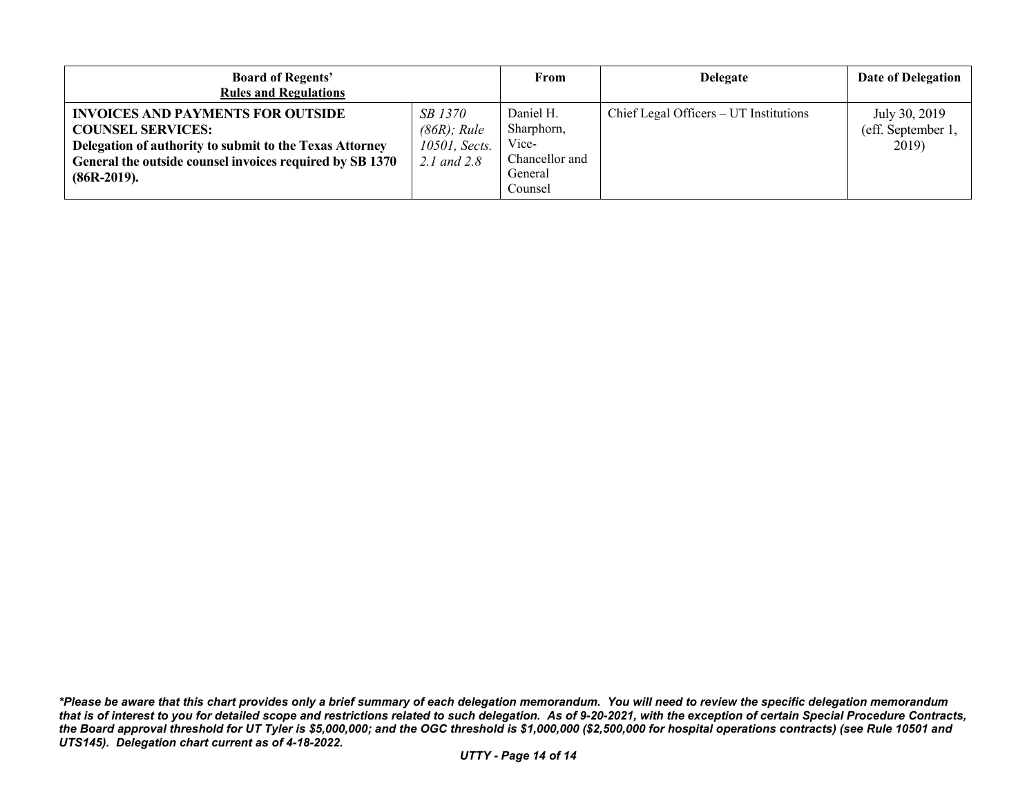| **Board of Regents' Rules and Regulations** | | **From** | **Delegate** | **Date of Delegation** |
|---|---|---|---|---|
| **INVOICES AND PAYMENTS FOR OUTSIDE COUNSEL SERVICES: Delegation of authority to submit to the Texas Attorney General the outside counsel invoices required by SB 1370 (86R-2019).** | *SB 1370 (86R); Rule 10501, Sects. 2.1 and 2.8* | Daniel H. Sharphorn, Vice-Chancellor and General Counsel | Chief Legal Officers – UT Institutions | July 30, 2019 (eff. September 1, 2019) |

***Please be aware that this chart provides only a brief summary of each delegation memorandum. You will need to review the specific delegation memorandum that is of interest to you for detailed scope and restrictions related to such delegation. As of 9-20-2021, with the exception of certain Special Procedure Contracts, the Board approval threshold for UT Tyler is $5,000,000; and the OGC threshold is $1,000,000 ($2,500,000 for hospital operations contracts) (see Rule 10501 and UTS145). Delegation chart current as of 4-18-2022.***